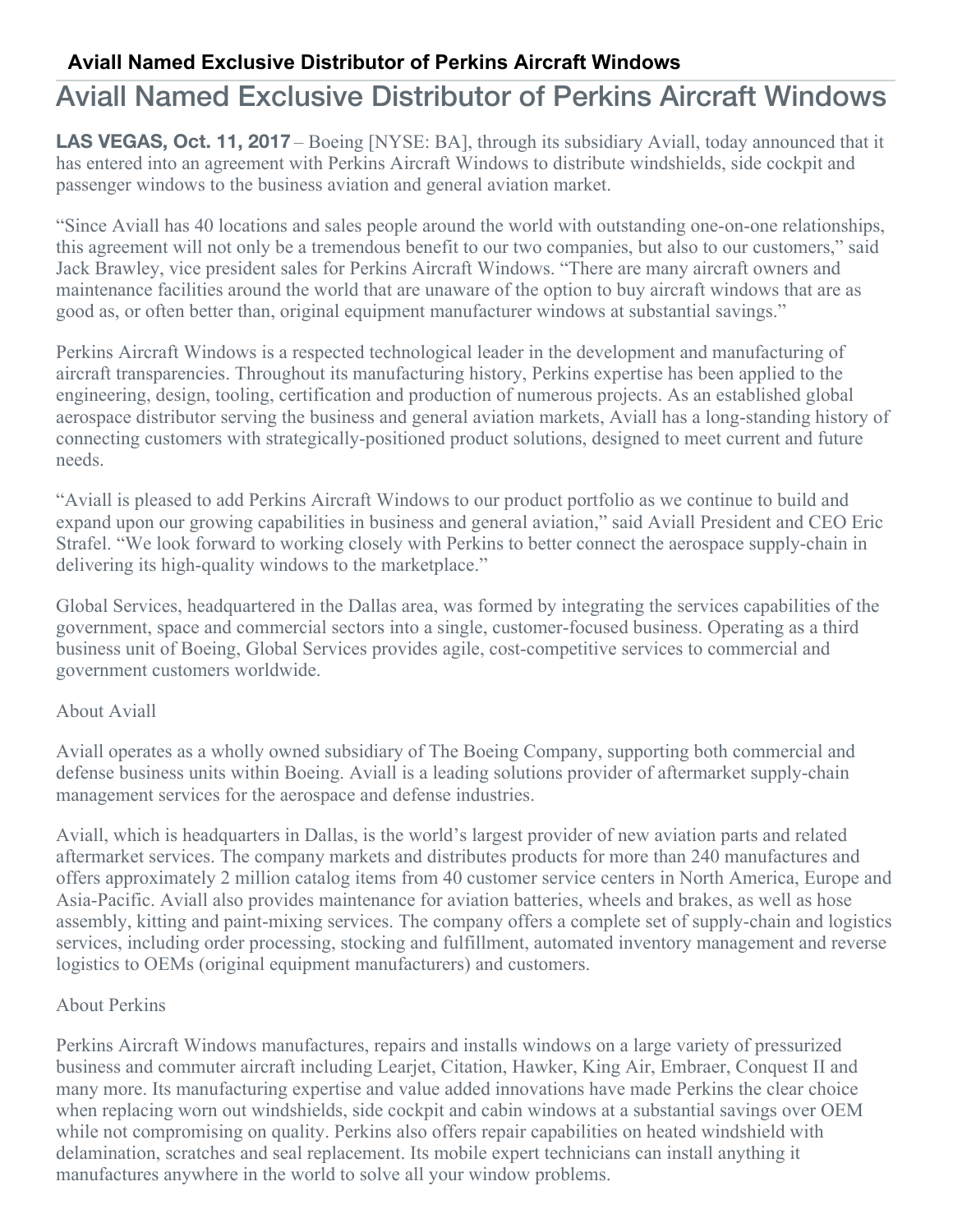# Aviall Named Exclusive Distributor of Perkins Aircraft Windows

## Aviall Named Exclusive Distributor of Perkins Aircraft Windows

**LAS VEGAS, Oct. 11, 2017** – Boeing [NYSE: BA], through its subsidiary Aviall, today announced that it has entered into an agreement with Perkins Aircraft Windows to distribute windshields, side cockpit and passenger windows to the business aviation and general aviation market.

"Since Aviall has 40 locations and sales people around the world with outstanding one-on-one relationships, this agreement will not only be a tremendous benefit to our two companies, but also to our customers," said Jack Brawley, vice president sales for Perkins Aircraft Windows. "There are many aircraft owners and maintenance facilities around the world that are unaware of the option to buy aircraft windows that are as good as, or often better than, original equipment manufacturer windows at substantial savings."

Perkins Aircraft Windows is a respected technological leader in the development and manufacturing of aircraft transparencies. Throughout its manufacturing history, Perkins expertise has been applied to the engineering, design, tooling, certification and production of numerous projects. As an established global aerospace distributor serving the business and general aviation markets, Aviall has a long-standing history of connecting customers with strategically-positioned product solutions, designed to meet current and future needs.

"Aviall is pleased to add Perkins Aircraft Windows to our product portfolio as we continue to build and expand upon our growing capabilities in business and general aviation," said Aviall President and CEO Eric Strafel. "We look forward to working closely with Perkins to better connect the aerospace supply-chain in delivering its high-quality windows to the marketplace."

Global Services, headquartered in the Dallas area, was formed by integrating the services capabilities of the government, space and commercial sectors into a single, customer-focused business. Operating as a third business unit of Boeing, Global Services provides agile, cost-competitive services to commercial and government customers worldwide.

About Aviall

Aviall operates as a wholly owned subsidiary of The Boeing Company, supporting both commercial and defense business units within Boeing. Aviall is a leading solutions provider of aftermarket supply-chain management services for the aerospace and defense industries.

Aviall, which is headquarters in Dallas, is the world's largest provider of new aviation parts and related aftermarket services. The company markets and distributes products for more than 240 manufactures and offers approximately 2 million catalog items from 40 customer service centers in North America, Europe and Asia-Pacific. Aviall also provides maintenance for aviation batteries, wheels and brakes, as well as hose assembly, kitting and paint-mixing services. The company offers a complete set of supply-chain and logistics services, including order processing, stocking and fulfillment, automated inventory management and reverse logistics to OEMs (original equipment manufacturers) and customers.

About Perkins

Perkins Aircraft Windows manufactures, repairs and installs windows on a large variety of pressurized business and commuter aircraft including Learjet, Citation, Hawker, King Air, Embraer, Conquest II and many more. Its manufacturing expertise and value added innovations have made Perkins the clear choice when replacing worn out windshields, side cockpit and cabin windows at a substantial savings over OEM while not compromising on quality. Perkins also offers repair capabilities on heated windshield with delamination, scratches and seal replacement. Its mobile expert technicians can install anything it manufactures anywhere in the world to solve all your window problems.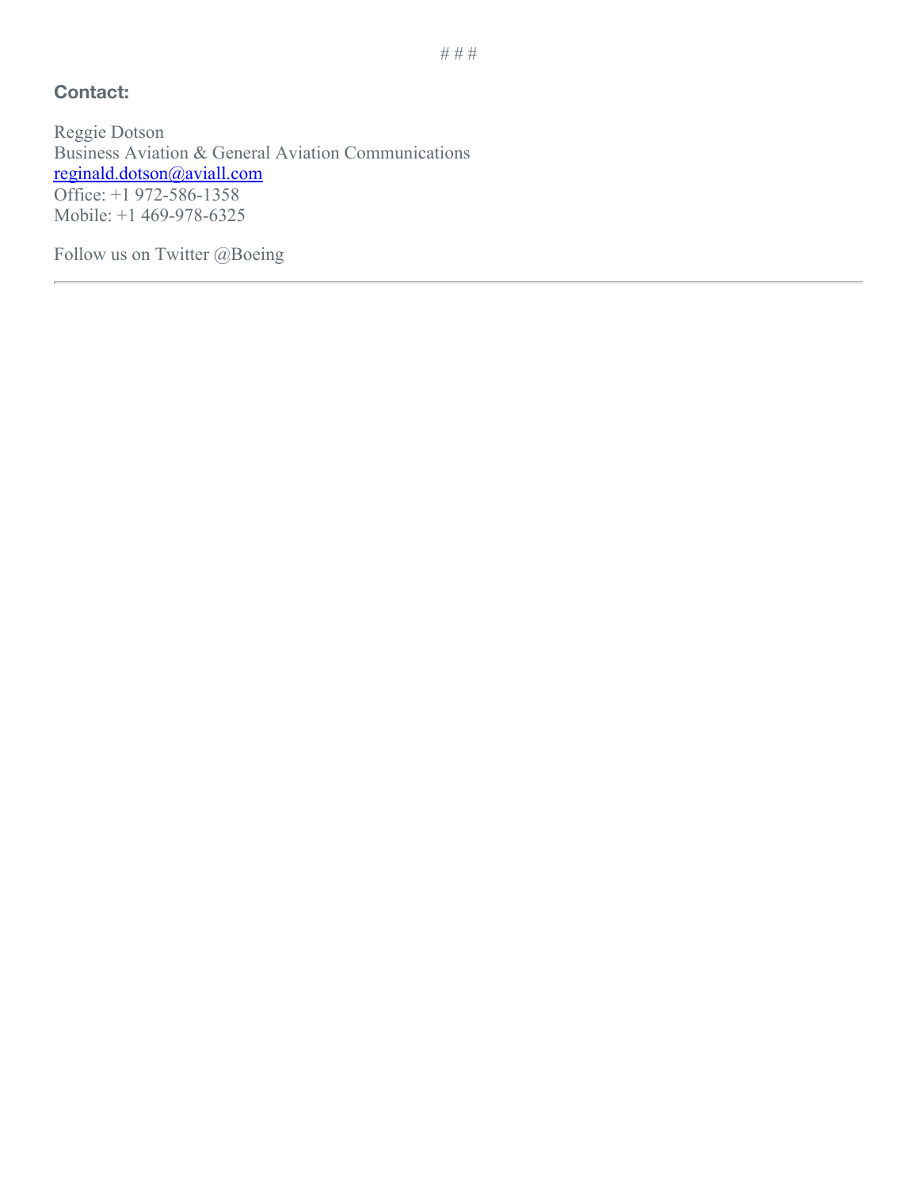# # #

**Contact:**

Reggie Dotson
Business Aviation & General Aviation Communications
reginald.dotson@aviall.com
Office: +1 972-586-1358
Mobile: +1 469-978-6325

Follow us on Twitter @Boeing

---